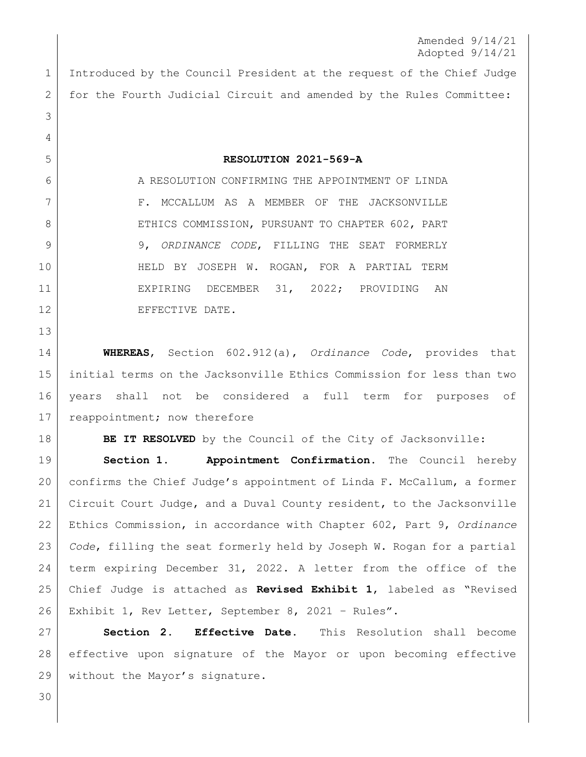Amended 9/14/21
Adopted 9/14/21

Introduced by the Council President at the request of the Chief Judge for the Fourth Judicial Circuit and amended by the Rules Committee:

**RESOLUTION 2021-569-A**

A RESOLUTION CONFIRMING THE APPOINTMENT OF LINDA F. MCCALLUM AS A MEMBER OF THE JACKSONVILLE ETHICS COMMISSION, PURSUANT TO CHAPTER 602, PART 9, *ORDINANCE CODE*, FILLING THE SEAT FORMERLY HELD BY JOSEPH W. ROGAN, FOR A PARTIAL TERM EXPIRING DECEMBER 31, 2022; PROVIDING AN EFFECTIVE DATE.

**WHEREAS**, Section 602.912(a), *Ordinance Code*, provides that initial terms on the Jacksonville Ethics Commission for less than two years shall not be considered a full term for purposes of reappointment; now therefore

**BE IT RESOLVED** by the Council of the City of Jacksonville:

**Section 1. Appointment Confirmation.** The Council hereby confirms the Chief Judge's appointment of Linda F. McCallum, a former Circuit Court Judge, and a Duval County resident, to the Jacksonville Ethics Commission, in accordance with Chapter 602, Part 9, *Ordinance Code*, filling the seat formerly held by Joseph W. Rogan for a partial term expiring December 31, 2022. A letter from the office of the Chief Judge is attached as **Revised Exhibit 1**, labeled as "Revised Exhibit 1, Rev Letter, September 8, 2021 – Rules".

**Section 2. Effective Date.** This Resolution shall become effective upon signature of the Mayor or upon becoming effective without the Mayor's signature.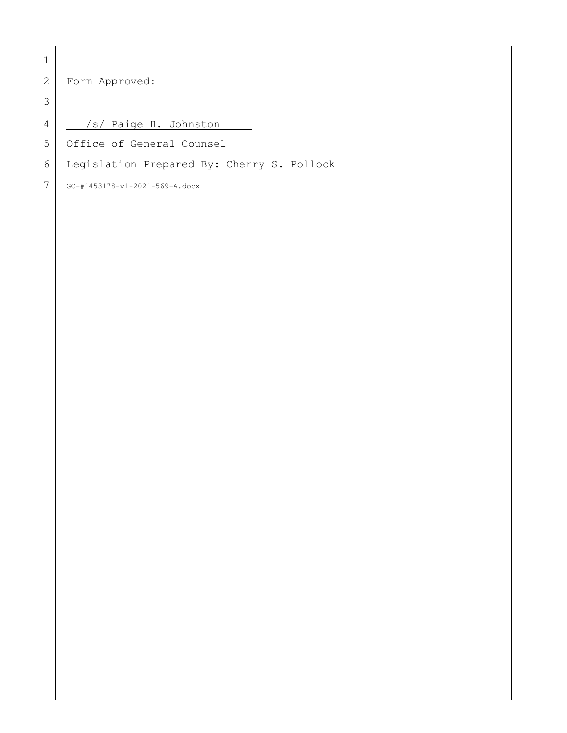Form Approved:

/s/ Paige H. Johnston

Office of General Counsel

Legislation Prepared By: Cherry S. Pollock

GC-#1453178-v1-2021-569-A.docx